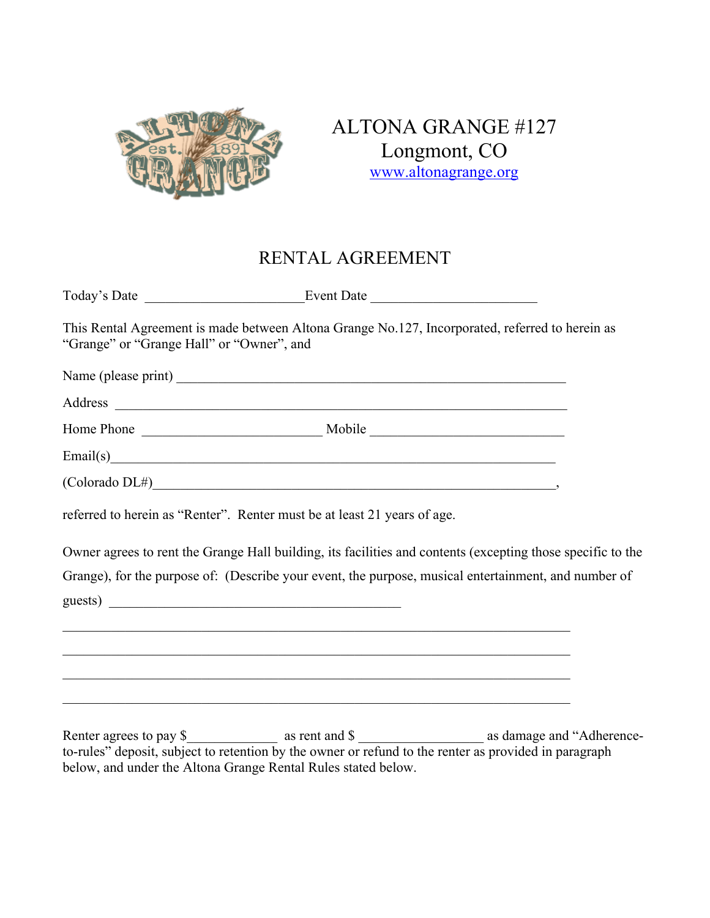# ALTONA GRANGE #127
Longmont, CO
www.altonagrange.org

## RENTAL AGREEMENT

Today's Date ______________________ Event Date ________________________

This Rental Agreement is made between Altona Grange No.127, Incorporated, referred to herein as "Grange" or "Grange Hall" or "Owner", and

Name (please print) ________________________________________________________

Address ____________________________________________________________

Home Phone __________________________ Mobile ____________________________

Email(s)________________________________________________________________

(Colorado DL#)__________________________________________________________,

referred to herein as "Renter". Renter must be at least 21 years of age.

Owner agrees to rent the Grange Hall building, its facilities and contents (excepting those specific to the Grange), for the purpose of: (Describe your event, the purpose, musical entertainment, and number of guests) ____________________________________________

________________________________________________________________________

________________________________________________________________________

________________________________________________________________________

________________________________________________________________________

Renter agrees to pay $_____________ as rent and $ __________________ as damage and "Adherence-to-rules" deposit, subject to retention by the owner or refund to the renter as provided in paragraph below, and under the Altona Grange Rental Rules stated below.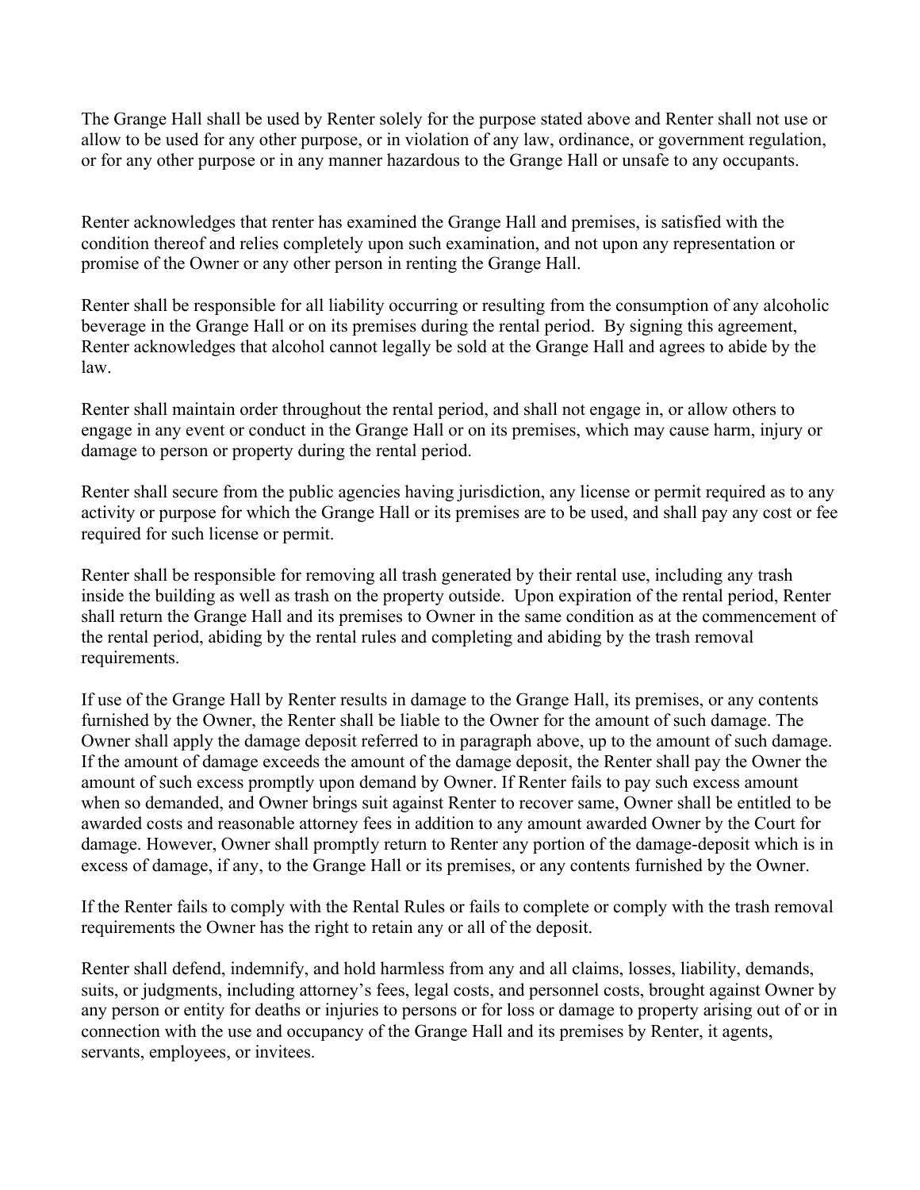The Grange Hall shall be used by Renter solely for the purpose stated above and Renter shall not use or allow to be used for any other purpose, or in violation of any law, ordinance, or government regulation, or for any other purpose or in any manner hazardous to the Grange Hall or unsafe to any occupants.

Renter acknowledges that renter has examined the Grange Hall and premises, is satisfied with the condition thereof and relies completely upon such examination, and not upon any representation or promise of the Owner or any other person in renting the Grange Hall.

Renter shall be responsible for all liability occurring or resulting from the consumption of any alcoholic beverage in the Grange Hall or on its premises during the rental period. By signing this agreement, Renter acknowledges that alcohol cannot legally be sold at the Grange Hall and agrees to abide by the law.

Renter shall maintain order throughout the rental period, and shall not engage in, or allow others to engage in any event or conduct in the Grange Hall or on its premises, which may cause harm, injury or damage to person or property during the rental period.

Renter shall secure from the public agencies having jurisdiction, any license or permit required as to any activity or purpose for which the Grange Hall or its premises are to be used, and shall pay any cost or fee required for such license or permit.

Renter shall be responsible for removing all trash generated by their rental use, including any trash inside the building as well as trash on the property outside. Upon expiration of the rental period, Renter shall return the Grange Hall and its premises to Owner in the same condition as at the commencement of the rental period, abiding by the rental rules and completing and abiding by the trash removal requirements.

If use of the Grange Hall by Renter results in damage to the Grange Hall, its premises, or any contents furnished by the Owner, the Renter shall be liable to the Owner for the amount of such damage. The Owner shall apply the damage deposit referred to in paragraph above, up to the amount of such damage. If the amount of damage exceeds the amount of the damage deposit, the Renter shall pay the Owner the amount of such excess promptly upon demand by Owner. If Renter fails to pay such excess amount when so demanded, and Owner brings suit against Renter to recover same, Owner shall be entitled to be awarded costs and reasonable attorney fees in addition to any amount awarded Owner by the Court for damage. However, Owner shall promptly return to Renter any portion of the damage-deposit which is in excess of damage, if any, to the Grange Hall or its premises, or any contents furnished by the Owner.

If the Renter fails to comply with the Rental Rules or fails to complete or comply with the trash removal requirements the Owner has the right to retain any or all of the deposit.

Renter shall defend, indemnify, and hold harmless from any and all claims, losses, liability, demands, suits, or judgments, including attorney's fees, legal costs, and personnel costs, brought against Owner by any person or entity for deaths or injuries to persons or for loss or damage to property arising out of or in connection with the use and occupancy of the Grange Hall and its premises by Renter, it agents, servants, employees, or invitees.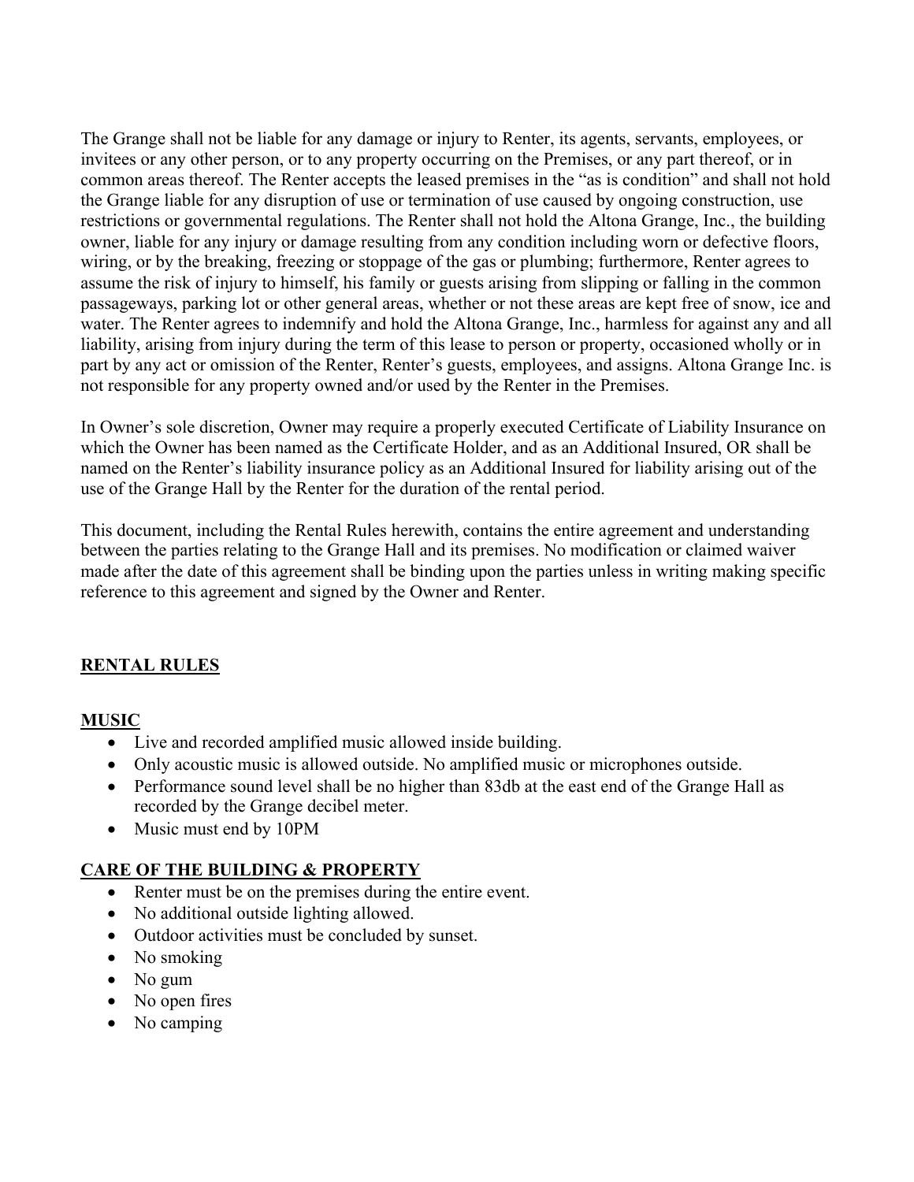The Grange shall not be liable for any damage or injury to Renter, its agents, servants, employees, or invitees or any other person, or to any property occurring on the Premises, or any part thereof, or in common areas thereof. The Renter accepts the leased premises in the "as is condition" and shall not hold the Grange liable for any disruption of use or termination of use caused by ongoing construction, use restrictions or governmental regulations. The Renter shall not hold the Altona Grange, Inc., the building owner, liable for any injury or damage resulting from any condition including worn or defective floors, wiring, or by the breaking, freezing or stoppage of the gas or plumbing; furthermore, Renter agrees to assume the risk of injury to himself, his family or guests arising from slipping or falling in the common passageways, parking lot or other general areas, whether or not these areas are kept free of snow, ice and water. The Renter agrees to indemnify and hold the Altona Grange, Inc., harmless for against any and all liability, arising from injury during the term of this lease to person or property, occasioned wholly or in part by any act or omission of the Renter, Renter's guests, employees, and assigns. Altona Grange Inc. is not responsible for any property owned and/or used by the Renter in the Premises.

In Owner's sole discretion, Owner may require a properly executed Certificate of Liability Insurance on which the Owner has been named as the Certificate Holder, and as an Additional Insured, OR shall be named on the Renter's liability insurance policy as an Additional Insured for liability arising out of the use of the Grange Hall by the Renter for the duration of the rental period.

This document, including the Rental Rules herewith, contains the entire agreement and understanding between the parties relating to the Grange Hall and its premises. No modification or claimed waiver made after the date of this agreement shall be binding upon the parties unless in writing making specific reference to this agreement and signed by the Owner and Renter.

## RENTAL RULES

### MUSIC

- Live and recorded amplified music allowed inside building.
- Only acoustic music is allowed outside. No amplified music or microphones outside.
- Performance sound level shall be no higher than 83db at the east end of the Grange Hall as recorded by the Grange decibel meter.
- Music must end by 10PM

### CARE OF THE BUILDING & PROPERTY

- Renter must be on the premises during the entire event.
- No additional outside lighting allowed.
- Outdoor activities must be concluded by sunset.
- No smoking
- No gum
- No open fires
- No camping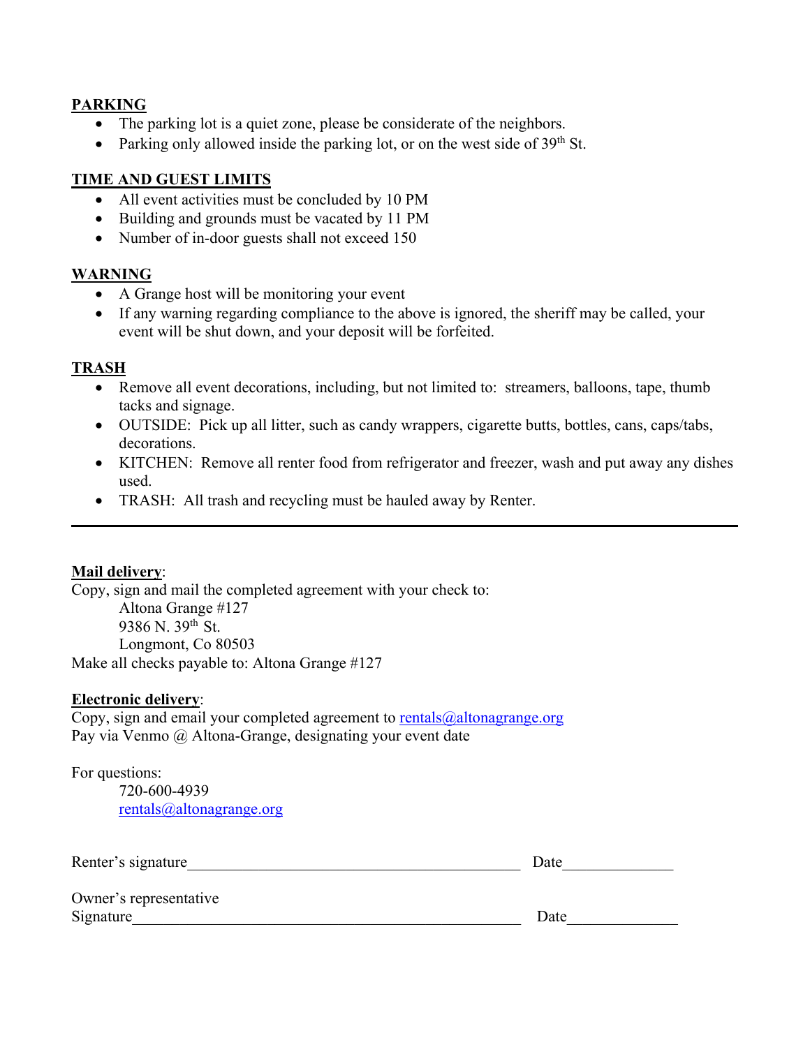**PARKING**

- The parking lot is a quiet zone, please be considerate of the neighbors.
- Parking only allowed inside the parking lot, or on the west side of 39th St.

**TIME AND GUEST LIMITS**

- All event activities must be concluded by 10 PM
- Building and grounds must be vacated by 11 PM
- Number of in-door guests shall not exceed 150

**WARNING**

- A Grange host will be monitoring your event
- If any warning regarding compliance to the above is ignored, the sheriff may be called, your event will be shut down, and your deposit will be forfeited.

**TRASH**

- Remove all event decorations, including, but not limited to: streamers, balloons, tape, thumb tacks and signage.
- OUTSIDE: Pick up all litter, such as candy wrappers, cigarette butts, bottles, cans, caps/tabs, decorations.
- KITCHEN: Remove all renter food from refrigerator and freezer, wash and put away any dishes used.
- TRASH: All trash and recycling must be hauled away by Renter.

---

**Mail delivery**:
Copy, sign and mail the completed agreement with your check to:

Altona Grange #127
9386 N. 39th St.
Longmont, Co 80503

Make all checks payable to: Altona Grange #127

**Electronic delivery**:
Copy, sign and email your completed agreement to rentals@altonagrange.org
Pay via Venmo @ Altona-Grange, designating your event date

For questions:

720-600-4939
rentals@altonagrange.org

Renter's signature_____________________________________________ Date______________

Owner's representative
Signature_____________________________________________________ Date______________